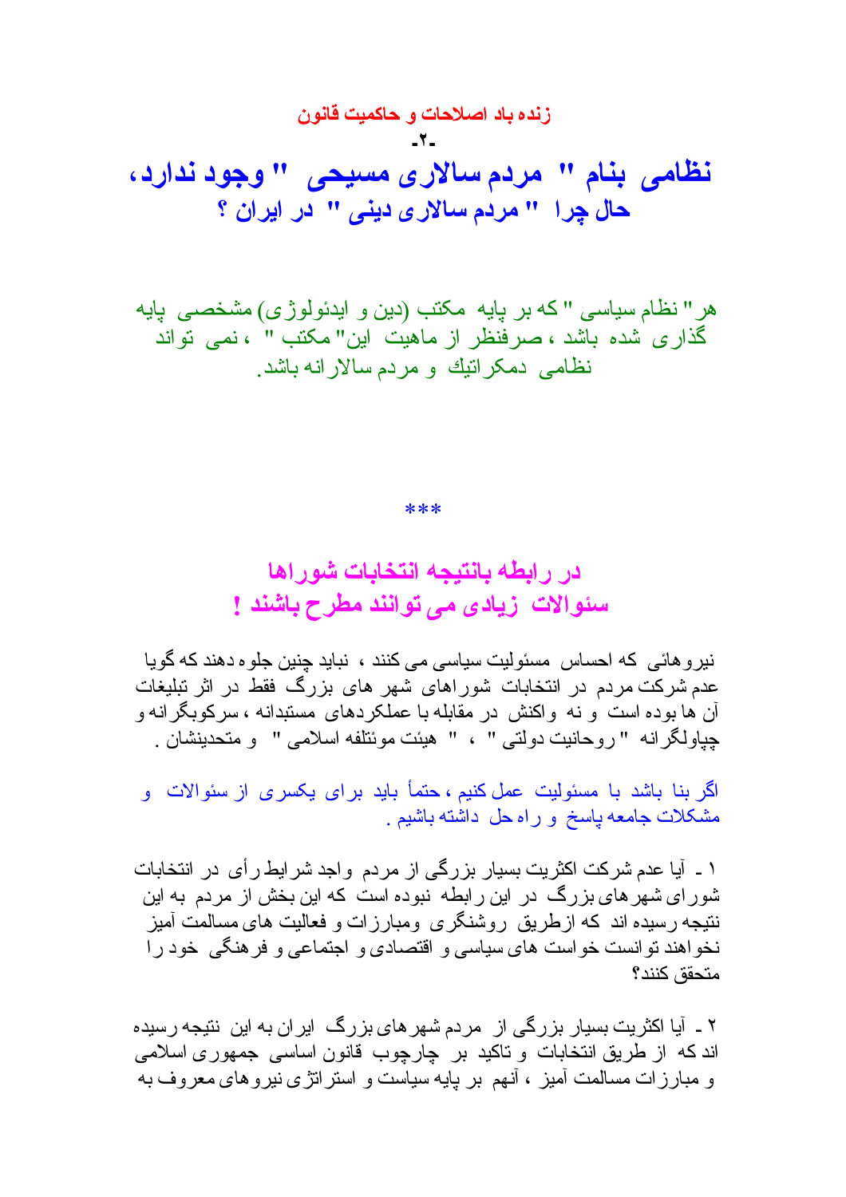### زنده باد اصلاحات و حاکمیت قانون

-۲-

# نظامی بنام " مردم سالاری مسیحی " وجود ندارد، حال چرا " مردم سالاری دینی " در ایران ؟

هر " نظام سیاسی " که بر پایه مکتب (دین و ایدئولوژی) مشخصی پایه گذاری شده باشد ، صرفنظر از ماهیت این" مکتب " ، نمی تواند نظامی دمکراتیك و مردم سالارانه باشد.

\*\*\*

## در رابطه بانتیجه انتخابات شوراها سئوالات زیادی می توانند مطرح باشند !

نیروهائی که احساس مسئولیت سیاسی می کنند ، نباید چنین جلوه دهند که گویا عدم شرکت مردم در انتخابات شوراهای شهر های بزرگ فقط در اثر تبلیغات آن ها بوده است و نه واکنش در مقابله با عملکردهای مستبدانه ، سرکوبگرانه و چپاولگرانه " روحانیت دولتی " ، " هیئت موئتلفه اسلامی " و متحدینشان .

اگر بنا باشد با مسئولیت عمل کنیم ، حتماً باید برای یکسری از سئوالات و مشکلات جامعه پاسخ و راه حل داشته باشیم .

۱ ـ آیا عدم شرکت اکثریت بسیار بزرگی از مردم واجد شرایط رأی در انتخابات شورای شهرهای بزرگ در این رابطه نبوده است که این بخش از مردم به این نتیجه رسیده اند که ازطریق روشنگری ومبارزات و فعالیت های مسالمت آمیز نخواهند توانست خواست های سیاسی و اقتصادی و اجتماعی و فرهنگی خود را متحقق کنند؟

۲ ـ آیا اکثریت بسیار بزرگی از مردم شهرهای بزرگ ایران به این نتیجه رسیده اند که از طریق انتخابات و تاکید بر چارچوب قانون اساسی جمهوری اسلامی و مبارزات مسالمت آمیز ، آنهم بر پایه سیاست و استراتژی نیروهای معروف به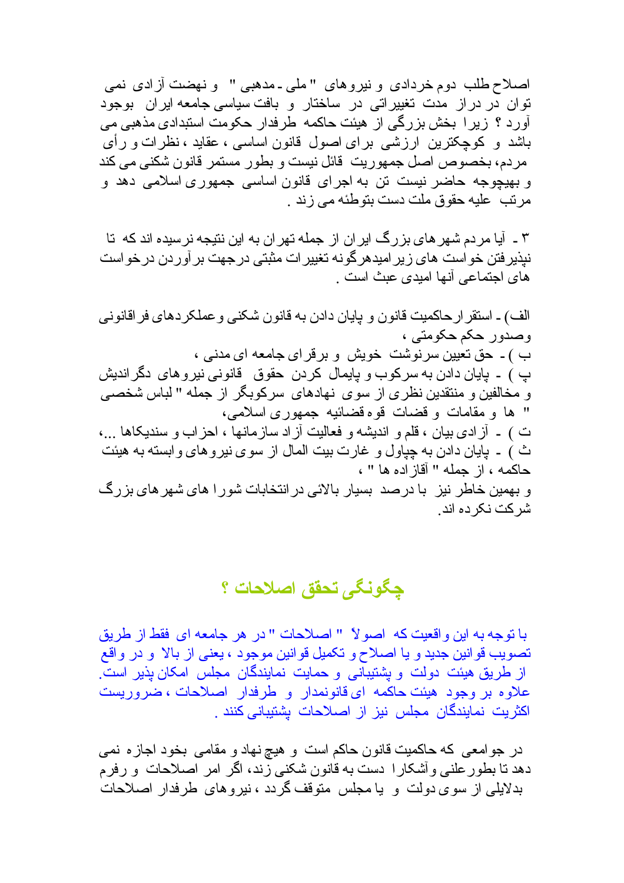اصلاح طلب دوم خردادی و نیروهای " ملی ـ مذهبی " و نهضت آزادی نمی توان در دراز مدت تغییراتی در ساختار و بافت سیاسی جامعه ایران بوجود آورد ؟ زیرا بخش بزرگی از هیئت حاکمه طرفدار حکومت استبدادی مذهبی می باشد و کوچکترین ارزشی برای اصول قانون اساسی ، عقاید ، نظرات و رأی مردم، بخصوص اصل جمهوریت قائل نیست و بطور مستمر قانون شکنی می کند و بهیچوجه حاضر نیست تن به اجرای قانون اساسی جمهوری اسلامی دهد و مرتب علیه حقوق ملت دست بتوطئه می زند .

۳ ـ آیا مردم شهرهای بزرگ ایران از جمله تهران به این نتیجه نرسیده اند که تا نپذیرفتن خواست های زیرامیدهرگونه تغییرات مثبتی درجهت برآوردن درخواست های اجتماعی آنها امیدی عبث است .

الف) ـ استقرارحاکمیت قانون و پایان دادن به قانون شکنی وعملکردهای فراقانونی وصدور حکم حکومتی ،

ب ) ـ حق تعیین سرنوشت خویش و برقرای جامعه ای مدنی ،

پ ) ـ پایان دادن به سرکوب و پایمال کردن حقوق قانونی نیروهای دگراندیش و مخالفین و منتقدین نظری از سوی نهادهای سرکوبگر از جمله " لباس شخصی " ها و مقامات و قضات قوه قضائیه جمهوری اسلامی،

ت ) ـ آزادی بیان ، قلم و اندیشه و فعالیت آزاد سازمانها ، احزاب و سندیکاها ...،

ث ) ـ پایان دادن به چپاول و غارت بیت المال از سوی نیروهای وابسته به هیئت حاکمه ، از جمله " آقازاده ها " ،

و بهمین خاطر نیز با درصد بسیار بالائی درانتخابات شورا های شهرهای بزرگ شرکت نکرده اند.

## چگونگی تحقق اصلاحات ؟

با توجه به این واقعیت که اصولاً " اصلاحات " در هر جامعه ای فقط از طریق تصویب قوانین جدید و یا اصلاح و تکمیل قوانین موجود ، یعنی از بالا و در واقع از طریق هیئت دولت و پشتیبانی و حمایت نمایندگان مجلس امکان پذیر است. علاوه بر وجود هیئت حاکمه ای قانونمدار و طرفدار اصلاحات ، ضروریست اکثریت نمایندگان مجلس نیز از اصلاحات پشتیبانی کنند .

در جوامعی که حاکمیت قانون حاکم است و هیچ نهاد و مقامی بخود اجازه نمی دهد تا بطورعلنی وآشکارا دست به قانون شکنی زند، اگر امر اصلاحات و رفرم بدلایلی از سوی دولت و یا مجلس متوقف گردد ، نیروهای طرفدار اصلاحات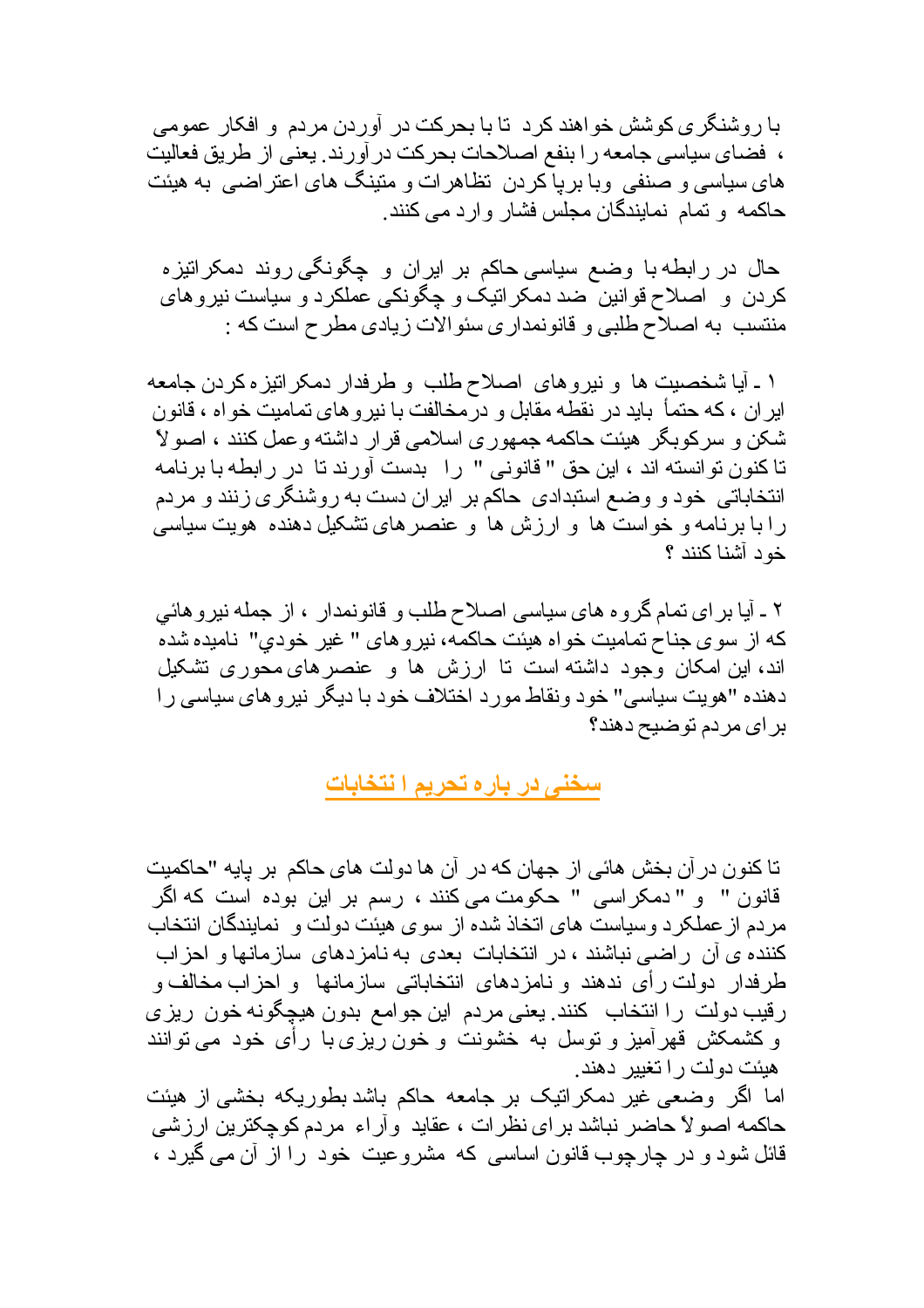با روشنگری کوشش خواهند کرد تا با بحرکت در آوردن مردم و افکار عمومی ، فضای سیاسی جامعه را بنفع اصلاحات بحرکت درآورند. یعنی از طریق فعالیت های سیاسی و صنفی وبا برپا کردن تظاهرات و متینگ های اعتراضی به هیئت حاکمه و تمام نمایندگان مجلس فشار وارد می کنند.

حال در رابطه با وضع سیاسی حاکم بر ایران و چگونگی روند دمکراتیزه کردن و اصلاح قوانین ضد دمکراتیک و چگونکی عملکرد و سیاست نیروهای منتسب به اصلاح طلبی و قانونمداری سئوالات زیادی مطرح است که :

۱ ـ آیا شخصیت ها و نیروهای اصلاح طلب و طرفدار دمکراتیزه کردن جامعه ایران ، که حتماً باید در نقطه مقابل و درمخالفت با نیروهای تمامیت خواه ، قانون شکن و سرکوبگر هیئت حاکمه جمهوری اسلامی قرار داشته وعمل کنند ، اصولاً تا کنون توانسته اند ، این حق " قانونی " را بدست آورند تا در رابطه با برنامه انتخاباتی خود و وضع استبدادی حاکم بر ایران دست به روشنگری زنند و مردم را با برنامه و خواست ها و ارزش ها و عنصرهای تشکیل دهنده هویت سیاسی خود آشنا کنند ؟

۲ ـ آیا برای تمام گروه های سیاسی اصلاح طلب و قانونمدار ، از جمله نیروهائي که از سوی جناح تمامیت خواه هیئت حاکمه، نیروهای " غیر خودي" نامیده شده اند، این امکان وجود داشته است تا ارزش ها و عنصرهای محوری تشکیل دهنده "هویت سیاسی" خود ونقاط مورد اختلاف خود با دیگر نیروهای سیاسی را برای مردم توضیح دهند؟

## سخنی در باره تحریم ا نتخابات

تا کنون درآن بخش هائی از جهان که در آن ها دولت های حاکم بر پایه "حاکمیت قانون " و " دمکراسی " حکومت می کنند ، رسم بر این بوده است که اگر مردم ازعملکرد وسیاست های اتخاذ شده از سوی هیئت دولت و نمایندگان انتخاب کننده ی آن راضی نباشند ، در انتخابات بعدی به نامزدهای سازمانها و احزاب طرفدار دولت رأی ندهند و نامزدهای انتخاباتی سازمانها و احزاب مخالف و رقیب دولت را انتخاب کنند. یعنی مردم این جوامع بدون هیچگونه خون ریزی و کشمکش قهرآمیز و توسل به خشونت و خون ریزی با رأی خود می توانند هیئت دولت را تغییر دهند.

اما اگر وضعی غیر دمکراتیک بر جامعه حاکم باشد بطوریکه بخشی از هیئت حاکمه اصولاً حاضر نباشد برای نظرات ، عقاید وآراء مردم کوچکترین ارزشی قائل شود و در چارچوب قانون اساسی که مشروعیت خود را از آن می گیرد ،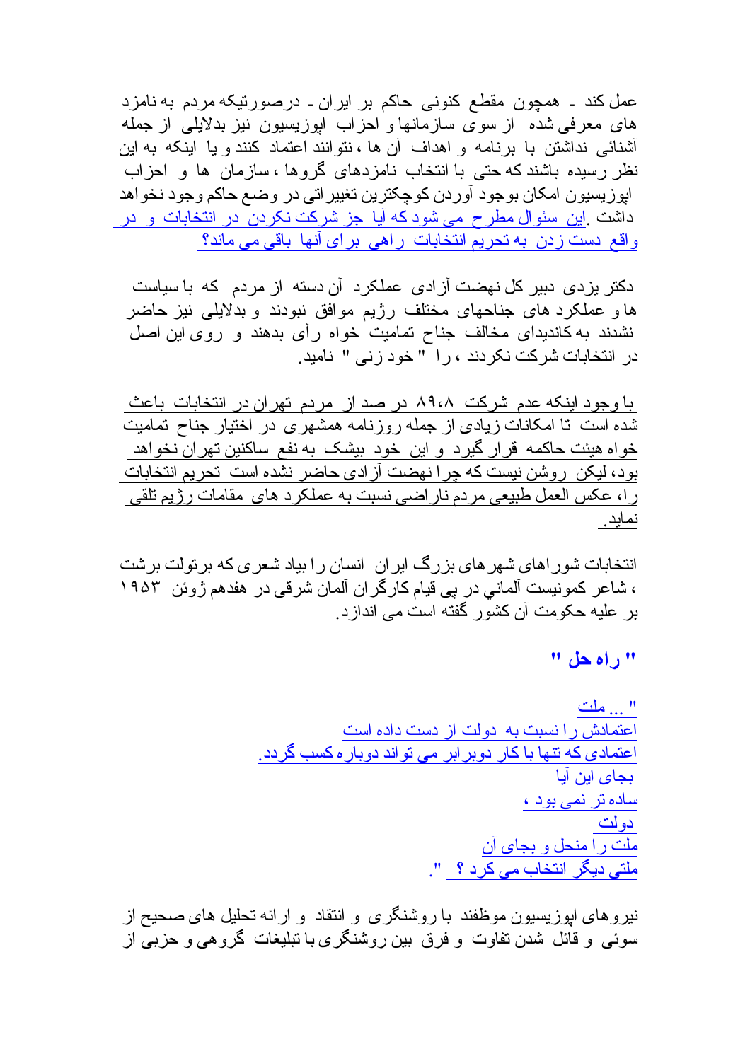عمل کند ـ همچون مقطع کنونی حاکم بر ایران ـ درصورتیکه مردم به نامزد های معرفی شده از سوی سازمانها و احزاب اپوزیسیون نیز بدلایلی از جمله آشنائی نداشتن با برنامه و اهداف آن ها ، نتوانند اعتماد کنند و یا اینکه به این نظر رسیده باشند که حتی با انتخاب نامزدهای گروها ، سازمان ها و احزاب اپوزیسیون امکان بوجود آوردن کوچکترین تغییراتی در وضع حاکم وجود نخواهد داشت .این سئوال مطرح می شود که آیا جز شرکت نکردن در انتخابات و در واقع دست زدن به تحریم انتخابات راهی برای آنها باقی می ماند؟

دکتر یزدی دبیر کل نهضت آزادی عملکرد آن دسته از مردم که با سیاست ها و عملکرد های جناحهای مختلف رژیم موافق نبودند و بدلایلی نیز حاضر نشدند به کاندیدای مخالف جناح تمامیت خواه رأی بدهند و روی این اصل در انتخابات شرکت نکردند ، را " خود زنی " نامید.

با وجود اینکه عدم شرکت ۸۹،۸ در صد از مردم تهران در انتخابات باعث شده است تا امکانات زیادی از جمله روزنامه همشهری در اختیار جناح تمامیت خواه هیئت حاکمه قرار گیرد و این خود بیشک به نفع ساکنین تهران نخواهد بود، لیکن روشن نیست که چرا نهضت آزادی حاضر نشده است تحریم انتخابات را، عکس العمل طبیعی مردم ناراضی نسبت به عملکرد های مقامات رژیم تلقی نماید.

انتخابات شوراهای شهرهای بزرگ ایران انسان را بیاد شعری که برتولت برشت ، شاعر کمونیست آلماني در پی قیام کارگران آلمان شرقی در هفدهم ژوئن ۱۹۵۳ بر علیه حکومت آن کشور گفته است می اندازد.

**" راه حل "**

" ... ملت
اعتمادش را نسبت به دولت از دست داده است
اعتمادی که تنها با کار دوبرابر می تواند دوباره کسب گردد.
بجای این آیا
ساده تر نمی بود ،
دولت
ملت را منحل و بجای آن
ملتی دیگر انتخاب می کرد ؟ ".

نیروهای اپوزیسیون موظفند با روشنگری و انتقاد و ارائه تحلیل های صحیح از سوئی و قائل شدن تفاوت و فرق بین روشنگری با تبلیغات گروهی و حزبی از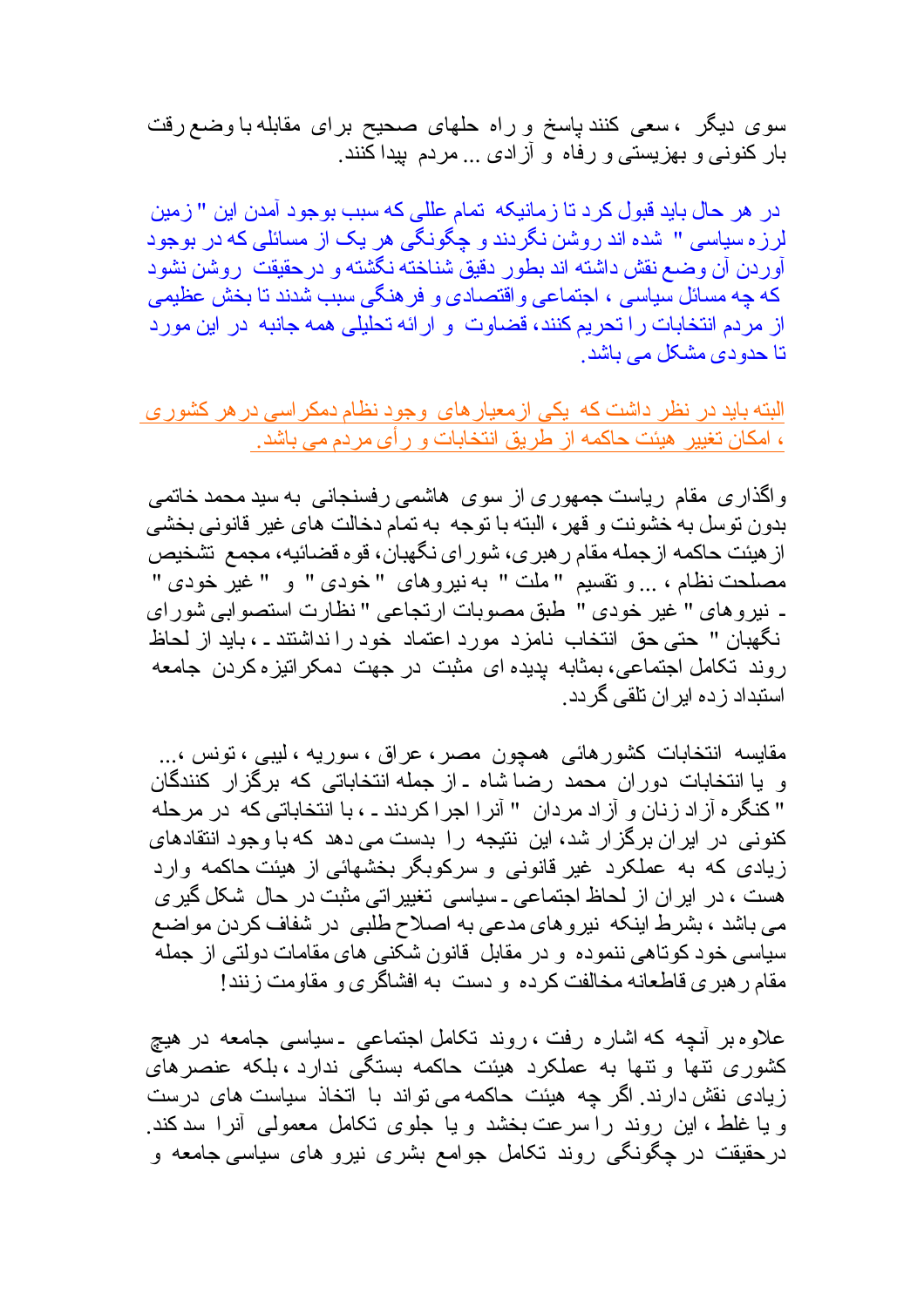سوی دیگر ، سعی کنند پاسخ و راه حلهای صحیح برای مقابله با وضع رقت بار کنونی و بهزیستی و رفاه و آزادی ... مردم پیدا کنند.

در هر حال باید قبول کرد تا زمانیکه تمام عللی که سبب بوجود آمدن این " زمین لرزه سیاسی " شده اند روشن نگردند و چگونگی هر یک از مسائلی که در بوجود آوردن آن وضع نقش داشته اند بطور دقیق شناخته نگشته و درحقیقت روشن نشود که چه مسائل سیاسی ، اجتماعی و اقتصادی و فرهنگی سبب شدند تا بخش عظیمی از مردم انتخابات را تحریم کنند، قضاوت و ارائه تحلیلی همه جانبه در این مورد تا حدودی مشکل می باشد.

البته باید در نظر داشت که یکی ازمعیارهای وجود نظام دمکراسی در هر کشوری ، امکان تغییر هیئت حاکمه از طریق انتخابات و رأی مردم می باشد.

واگذاری مقام ریاست جمهوری از سوی هاشمی رفسنجانی به سید محمد خاتمی بدون توسل به خشونت و قهر، البته با توجه به تمام دخالت های غیر قانونی بخشی از هیئت حاکمه ازجمله مقام رهبری، شورای نگهبان، قوه قضائیه، مجمع تشخیص مصلحت نظام ، ... و تقسیم " ملت " به نیروهای " خودی " و " غیر خودی " - نیروهای " غیر خودی " طبق مصوبات ارتجاعی " نظارت استصوابی شورای نگهبان " حتی حق انتخاب نامزد مورد اعتماد خود را نداشتند - ، باید از لحاظ روند تکامل اجتماعی، بمثابه پدیده ای مثبت در جهت دمکراتیزه کردن جامعه استبداد زده ایران تلقی گردد.

مقایسه انتخابات کشورهائی همچون مصر، عراق ، سوریه ، لیبی ، تونس ،... و یا انتخابات دوران محمد رضا شاه - از جمله انتخاباتی که برگزار کنندگان " کنگره آزاد زنان و آزاد مردان " آنرا اجرا کردند - ، با انتخاباتی که در مرحله کنونی در ایران برگزار شد، این نتیجه را بدست می دهد که با وجود انتقادهای زیادی که به عملکرد غیر قانونی و سرکوبگر بخشهائی از هیئت حاکمه وارد هست ، در ایران از لحاظ اجتماعی - سیاسی تغییراتی مثبت در حال شکل گیری می باشد ، بشرط اینکه نیروهای مدعی به اصلاح طلبی در شفاف کردن مواضع سیاسی خود کوتاهی ننموده و در مقابل قانون شکنی های مقامات دولتی از جمله مقام رهبری قاطعانه مخالفت کرده و دست به افشاگری و مقاومت زنند!

علاوه بر آنچه که اشاره رفت ، روند تکامل اجتماعی - سیاسی جامعه در هیچ کشوری تنها و تنها به عملکرد هیئت حاکمه بستگی ندارد ، بلکه عنصرهای زیادی نقش دارند. اگر چه هیئت حاکمه می تواند با اتخاذ سیاست های درست و یا غلط ، این روند را سرعت بخشد و یا جلوی تکامل معمولی آنرا سد کند. درحقیقت در چگونگی روند تکامل جوامع بشری نیرو های سیاسی جامعه و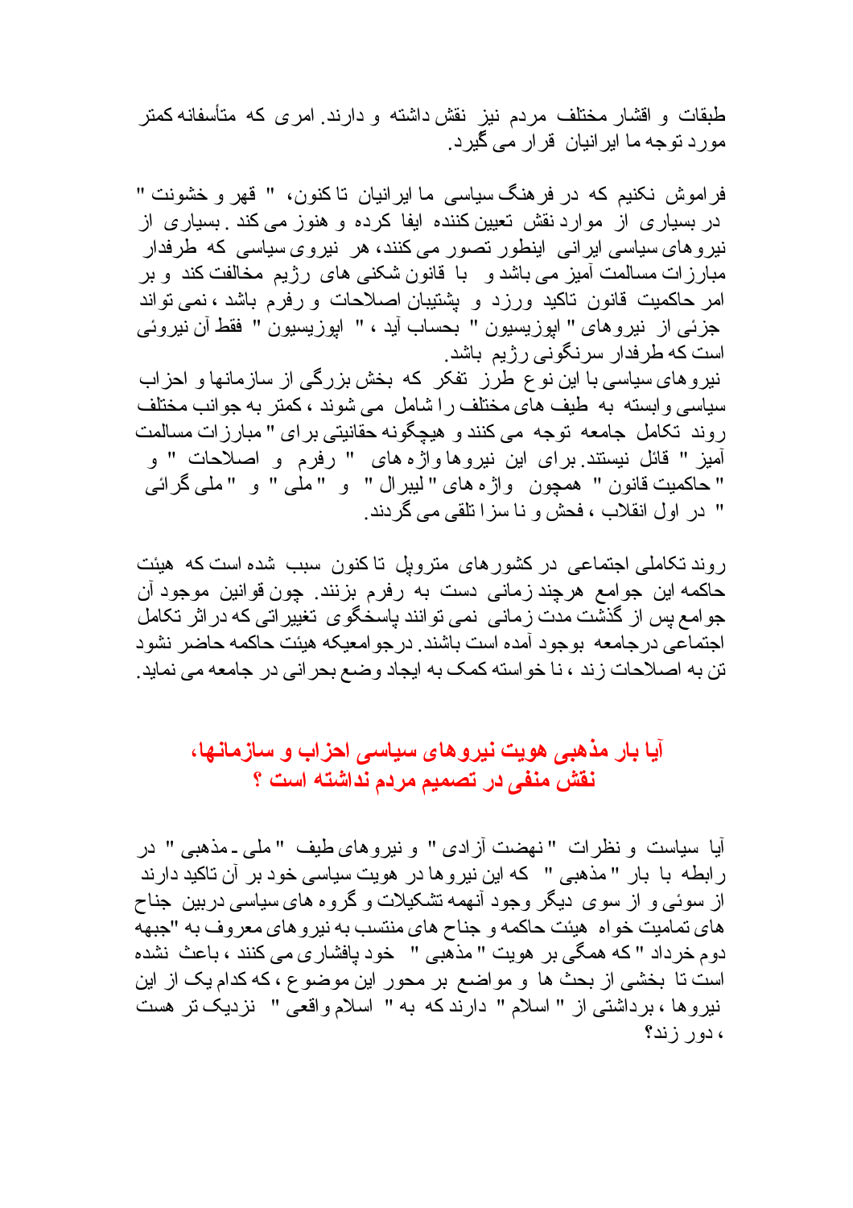طبقات و اقشار مختلف مردم نیز نقش داشته و دارند. امری که متأسفانه کمتر مورد توجه ما ایرانیان قرار می گیرد.

فراموش نکنیم که در فرهنگ سیاسی ما ایرانیان تا کنون، " قهر و خشونت " در بسیاری از موارد نقش تعیین کننده ایفا کرده و هنوز می کند. بسیاری از نیروهای سیاسی ایرانی اینطور تصور می کنند، هر نیروی سیاسی که طرفدار مبارزات مسالمت آمیز می باشد و با قانون شکنی های رژیم مخالفت کند و بر امر حاکمیت قانون تاکید ورزد و پشتیبان اصلاحات و رفرم باشد ، نمی تواند جزئی از نیروهای " اپوزیسیون " بحساب آید ، " اپوزیسیون " فقط آن نیروئی است که طرفدار سرنگونی رژیم باشد.
نیروهای سیاسی با این نوع طرز تفکر که بخش بزرگی از سازمانها و احزاب سیاسی وابسته به طیف های مختلف را شامل می شوند ، کمتر به جوانب مختلف روند تکامل جامعه توجه می کنند و هیچگونه حقانیتی برای " مبارزات مسالمت آمیز " قائل نیستند. برای این نیروها واژه های " رفرم و اصلاحات " و " حاکمیت قانون " همچون واژه های " لیبرال " و " ملی " و " ملی گرائی " در اول انقلاب ، فحش و نا سزا تلقی می گردند.

روند تکاملی اجتماعی در کشورهای متروپل تا کنون سبب شده است که هیئت حاکمه این جوامع هرچند زمانی دست به رفرم بزنند. چون قوانین موجود آن جوامع پس از گذشت مدت زمانی نمی توانند پاسخگوی تغییراتی که در اثر تکامل اجتماعی درجامعه بوجود آمده است باشند. درجوامعیکه هیئت حاکمه حاضر نشود تن به اصلاحات زند ، نا خواسته کمک به ایجاد وضع بحرانی در جامعه می نماید.

## آیا بار مذهبی هویت نیروهای سیاسی احزاب و سازمانها، نقش منفی در تصمیم مردم نداشته است ؟

آیا سیاست و نظرات " نهضت آزادی " و نیروهای طیف " ملی ـ مذهبی " در رابطه با بار " مذهبی " که این نیروها در هویت سیاسی خود بر آن تاکید دارند از سوئی و از سوی دیگر وجود آنهمه تشکیلات و گروه های سیاسی دربین جناح های تمامیت خواه هیئت حاکمه و جناح های منتسب به نیروهای معروف به "جبهه دوم خرداد " که همگی بر هویت " مذهبی " خود پافشاری می کنند ، باعث نشده است تا بخشی از بحث ها و مواضع بر محور این موضوع ، که کدام یک از این نیروها ، برداشتی از " اسلام " دارند که به " اسلام واقعی " نزدیک تر هست ، دور زند؟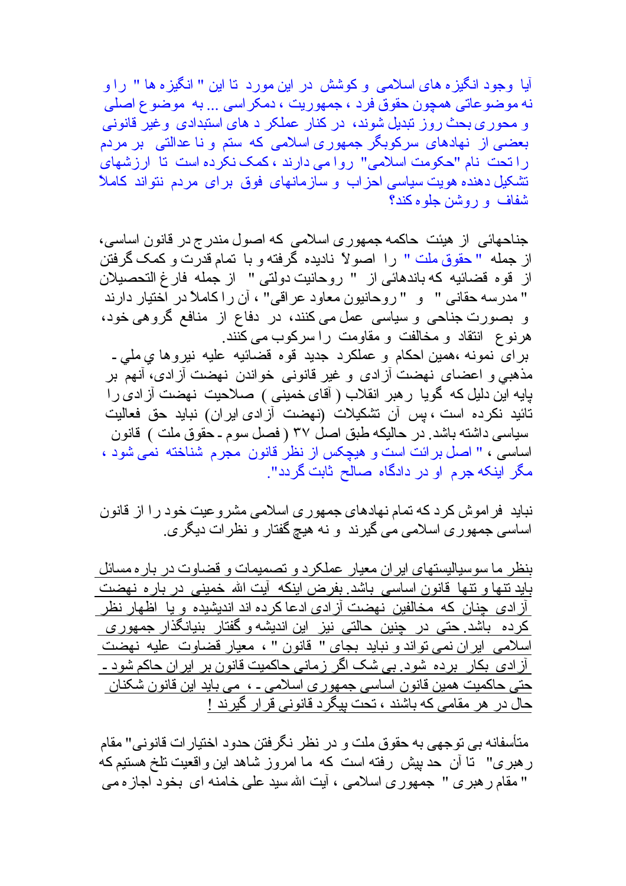آیا وجود انگیزه های اسلامی و کوشش در این مورد تا این " انگیزه ها " را و نه موضوعاتی همچون حقوق فرد ، جمهوریت ، دمکراسی ... به موضوع اصلی و محوری بحث روز تبدیل شوند، در کنار عملکرد های استبدادی وغیر قانونی بعضی از نهادهای سرکوبگر جمهوری اسلامی که ستم و نا عدالتی بر مردم را تحت نام "حکومت اسلامی" روا می دارند ، کمک نکرده است تا ارزشهای تشکیل دهنده هویت سیاسی احزاب و سازمانهای فوق برای مردم نتواند کاملاً شفاف و روشن جلوه کند؟

جناحهائی از هیئت حاکمه جمهوری اسلامی که اصول مندرج در قانون اساسی، از جمله " حقوق ملت " را اصولاً نادیده گرفته و با تمام قدرت و کمک گرفتن از قوه قضائیه که باندهائی از " روحانیت دولتی " از جمله فارغ التحصیلان " مدرسه حقانی " و " روحانیون معاود عراقی" ، آن را کاملاً در اختیار دارند و بصورت جناحی و سیاسی عمل می کنند، در دفاع از منافع گروهی خود، هرنوع انتقاد و مخالفت و مقاومت را سرکوب می کنند.
برای نمونه ،همین احکام و عملکرد جدید قوه قضائیه علیه نیروها ي ملي - مذهبي و اعضای نهضت آزادی و غیر قانونی خواندن نهضت آزادی، آنهم بر پایه این دلیل که گویا رهبر انقلاب ( آقای خمینی ) صلاحیت نهضت آزادی را تائید نکرده است ، پس آن تشکیلات (نهضت آزادی ایران) نباید حق فعالیت سیاسی داشته باشد. در حالیکه طبق اصل ۳۷ ( فصل سوم - حقوق ملت ) قانون اساسی ، " اصل برائت است و هیچکس از نظر قانون مجرم شناخته نمی شود ، مگر اینکه جرم او در دادگاه صالح ثابت گردد".

نباید فراموش کرد که تمام نهادهای جمهوری اسلامی مشروعیت خود را از قانون اساسی جمهوری اسلامی می گیرند و نه هیچ گفتار و نظرات دیگری.

بنظر ما سوسیالیستهای ایران معیار عملکرد و تصمیمات و قضاوت در باره مسائل باید تنها و تنها قانون اساسی باشد. بفرض اینکه آیت الله خمینی در باره نهضت آزادی چنان که مخالفین نهضت آزادی ادعا کرده اند اندیشیده و یا اظهار نظر کرده باشد. حتی در چنین حالتی نیز این اندیشه و گفتار بنیانگذار جمهوری اسلامی ایران نمی تواند و نباید بجای " قانون " ، معیار قضاوت علیه نهضت آزادی بکار برده شود. بی شک اگر زمانی حاکمیت قانون بر ایران حاکم شود - حتی حاکمیت همین قانون اساسی جمهوری اسلامی - ، می باید این قانون شکنان حال در هر مقامی که باشند ، تحت پیگرد قانونی قرار گیرند !

متأسفانه بی توجهی به حقوق ملت و در نظر نگرفتن حدود اختیارات قانونی" مقام رهبری" تا آن حد پیش رفته است که ما امروز شاهد این واقعیت تلخ هستیم که " مقام رهبری " جمهوری اسلامی ، آیت الله سید علی خامنه ای بخود اجازه می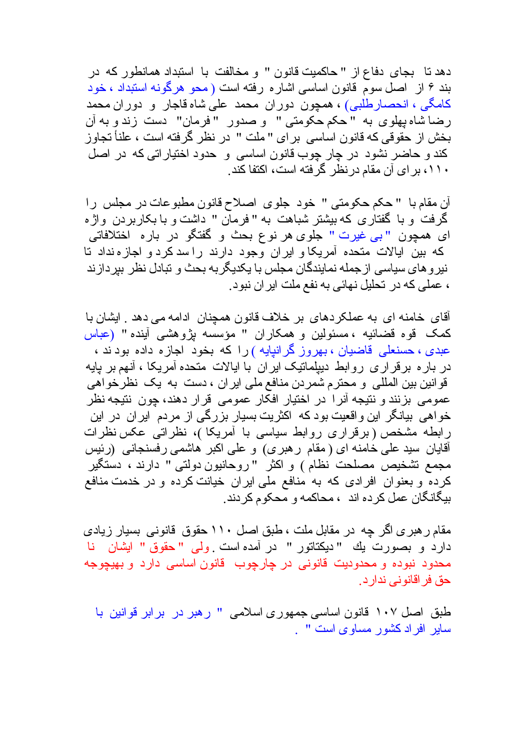دهد تا بجای دفاع از " حاکمیت قانون " و مخالفت با استبداد همانطور که در بند ۶ از اصل سوم قانون اساسی اشاره رفته است ( محو هرگونه استبداد ، خود کامگی ، انحصارطلبی) ، همچون دوران محمد علی شاه قاجار و دوران محمد رضا شاه پهلوی به " حکم حکومتی " و صدور " فرمان" دست زند و به آن بخش از حقوقی که قانون اساسی برای " ملت " در نظر گرفته است ، علناً تجاوز کند و حاضر نشود در چار چوب قانون اساسی و حدود اختیاراتی که در اصل ۱۱۰، برای آن مقام درنظر گرفته است، اکتفا کند.

آن مقام با " حکم حکومتی " خود جلوی اصلاح قانون مطبوعات در مجلس را گرفت و با گفتاری که بیشتر شباهت به " فرمان " داشت و با بکاربردن واژه ای همچون " بی غیرت " جلوی هر نوع بحث و گفتگو در باره اختلافاتی که بین ایالات متحده آمریکا و ایران وجود دارند را سد کرد و اجازه نداد تا نیروهای سیاسی ازجمله نمایندگان مجلس با یکدیگربه بحث و تبادل نظر بپردازند ، عملی که در تحلیل نهائی به نفع ملت ایران نبود.

آقای خامنه ای به عملکردهای بر خلاف قانون همچنان ادامه می دهد . ایشان با کمک قوه قضائیه ، مسئولین و همکاران " مؤسسه پژوهشی آینده " (عباس عبدی ، حسنعلی قاضیان ، بهروز گرانپایه ) را که بخود اجازه داده بود ند ، در باره برقراری روابط دیپلماتیک ایران با ایالات متحده آمریکا ، آنهم بر پایه قوانین بین المللی و محترم شمردن منافع ملی ایران ، دست به یک نظرخواهی عمومی بزنند و نتیجه آنرا در اختیار افکار عمومی قرار دهند، چون نتیجه نظر خواهی بیانگر این واقعیت بود که اکثریت بسیار بزرگی از مردم ایران در این رابطه مشخص (برقراری روابط سیاسی با آمریکا )، نظراتی عکس نظرات آقایان سید علی خامنه ای (مقام رهبری) و علی اکبر هاشمی رفسنجانی (رئیس مجمع تشخیص مصلحت نظام ) و اکثر "روحانیون دولتی " دارند ، دستگیر کرده و بعنوان افرادی که به منافع ملی ایران خیانت کرده و در خدمت منافع بیگانگان عمل کرده اند ، محاکمه و محکوم کردند.

مقام رهبری اگر چه در مقابل ملت ، طبق اصل ۱۱۰ حقوق قانونی بسیار زیادی دارد و بصورت يك " دیکتاتور " در آمده است . ولی " حقوق " ایشان نا محدود نبوده و محدودیت قانونی در چارچوب قانون اساسی دارد و بهیچوجه حق فراقانونی ندارد.

طبق اصل ۱۰۷ قانون اساسی جمهوری اسلامی " رهبر در برابر قوانین با سایر افراد کشور مساوی است " .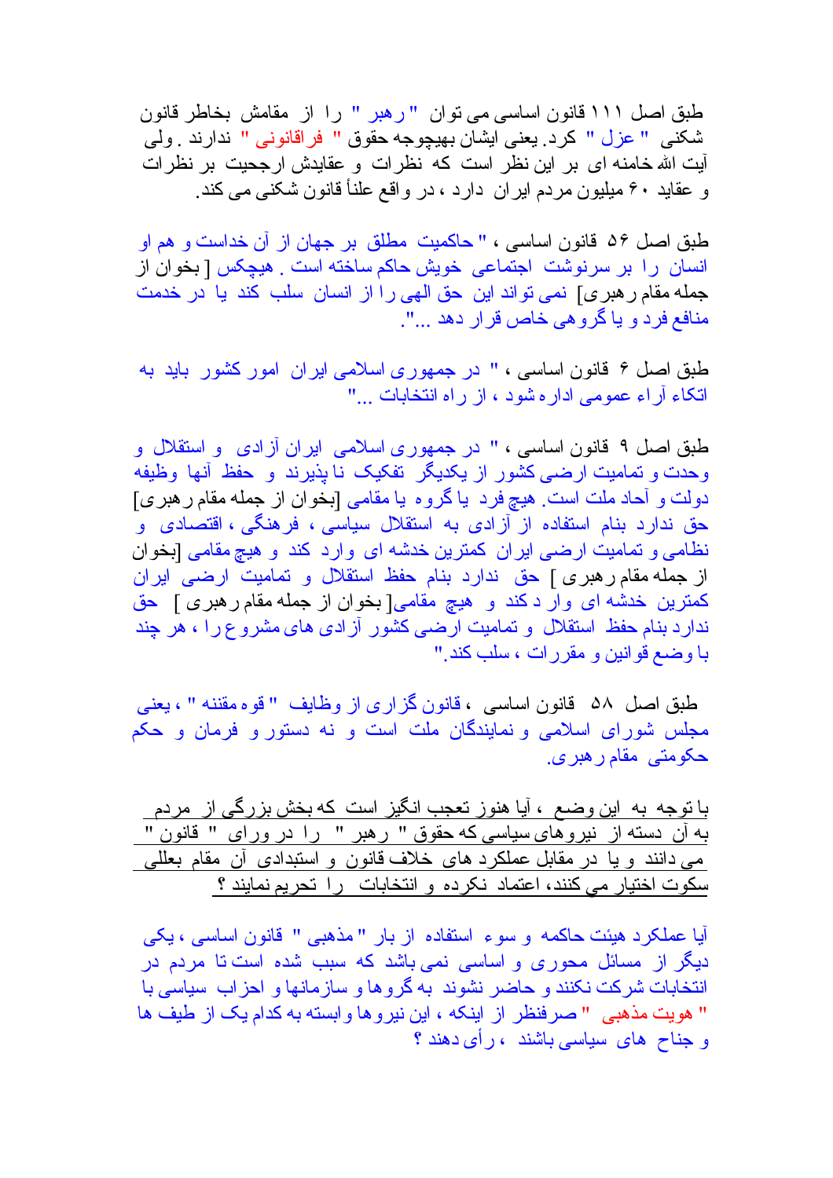طبق اصل ۱۱۱ قانون اساسی می توان " رهبر " را از مقامش بخاطر قانون شکنی " عزل " کرد. یعنی ایشان بهیچوجه حقوق " فراقانونی " ندارند . ولی آیت الله خامنه ای بر این نظر است که نظرات و عقایدش ارجحیت بر نظرات و عقاید ۶۰ میلیون مردم ایران دارد ، در واقع علناً قانون شکنی می کند.

طبق اصل ۵۶ قانون اساسی ، " حاکمیت مطلق بر جهان از آن خداست و هم او انسان را بر سرنوشت اجتماعی خویش حاکم ساخته است . هیچکس [ بخوان از جمله مقام رهبری] نمی تواند این حق الهی را از انسان سلب کند یا در خدمت منافع فرد و یا گروهی خاص قرار دهد ...".

طبق اصل ۶ قانون اساسی ، " در جمهوری اسلامی ایران امور کشور باید به اتکاء آراء عمومی اداره شود ، از راه انتخابات ..."

طبق اصل ۹ قانون اساسی ، " در جمهوری اسلامی ایران آزادی و استقلال و وحدت و تمامیت ارضی کشور از یکدیگر تفکیک نا پذیرند و حفظ آنها وظیفه دولت و آحاد ملت است. هیچ فرد یا گروه یا مقامی [بخوان از جمله مقام رهبری] حق ندارد بنام استفاده از آزادی به استقلال سیاسی ، فرهنگی ، اقتصادی و نظامی و تمامیت ارضی ایران کمترین خدشه ای وارد کند و هیچ مقامی [بخوان از جمله مقام رهبری ] حق ندارد بنام حفظ استقلال و تمامیت ارضی ایران کمترین خدشه ای وارد کند و هیچ مقامی[ بخوان از جمله مقام رهبری ] حق ندارد بنام حفظ استقلال و تمامیت ارضی کشور آزادی های مشروع را ، هر چند با وضع قوانین و مقررات ، سلب کند."

طبق اصل ۵۸ قانون اساسی ، قانون گزاری از وظایف " قوه مقننه " ، یعنی مجلس شورای اسلامی و نمایندگان ملت است و نه دستور و فرمان و حکم حکومتی مقام رهبری.

با توجه به این وضع ، آیا هنوز تعجب انگیز است که بخش بزرگی از مردم به آن دسته از نیروهای سیاسی که حقوق " رهبر " را در ورای " قانون " می دانند و یا در مقابل عملکرد های خلاف قانون و استبدادی آن مقام بعللی سکوت اختیار می کنند، اعتماد نکرده و انتخابات را تحریم نمایند ؟

آیا عملکرد هیئت حاکمه و سوء استفاده از بار " مذهبی " قانون اساسی ، یکی دیگر از مسائل محوری و اساسی نمی باشد که سبب شده است تا مردم در انتخابات شرکت نکنند و حاضر نشوند به گروها و سازمانها و احزاب سیاسی با " هویت مذهبی " صرفنظر از اینکه ، این نیروها وابسته به کدام یک از طیف ها و جناح های سیاسی باشند ، رأی دهند ؟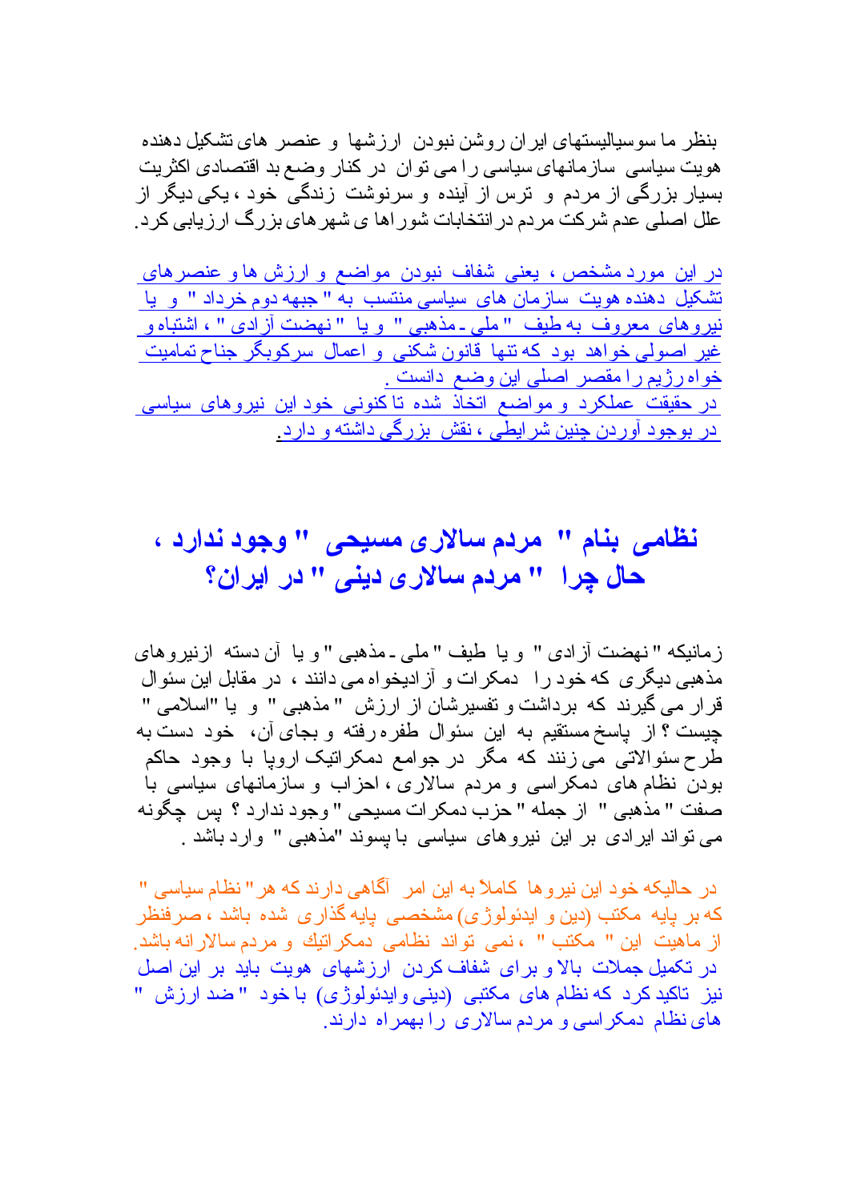بنظر ما سوسیالیستهای ایران روشن نبودن ارزشها و عنصر های تشکیل دهنده هویت سیاسی سازمانهای سیاسی را می توان در کنار وضع بد اقتصادی اکثریت بسیار بزرگی از مردم و ترس از آینده و سرنوشت زندگی خود ، یکی دیگر از علل اصلی عدم شرکت مردم در انتخابات شوراها ی شهرهای بزرگ ارزیابی کرد.

در این مورد مشخص ، یعنی شفاف نبودن مواضع و ارزش ها و عنصرهای تشکیل دهنده هویت سازمان های سیاسی منتسب به " جبهه دوم خرداد " و یا نیروهای معروف به طیف " ملی ـ مذهبی " و یا " نهضت آزادی " ، اشتباه و غیر اصولی خواهد بود که تنها قانون شکنی و اعمال سرکوبگر جناح تمامیت خواه رژیم را مقصر اصلی این وضع دانست .
در حقیقت عملکرد و مواضع اتخاذ شده تا کنونی خود این نیروهای سیاسی در بوجود آوردن چنین شرایطی ، نقش بزرگی داشته و دارد.

## نظامی بنام " مردم سالاری مسیحی " وجود ندارد ، حال چرا " مردم سالاری دینی " در ایران؟

زمانیکه " نهضت آزادی " و یا طیف " ملی ـ مذهبی " و یا آن دسته ازنیروهای مذهبی دیگری که خود را دمکرات و آزادیخواه می دانند ، در مقابل این سئوال قرار می گیرند که برداشت و تفسیرشان از ارزش " مذهبی " و یا "اسلامی " چیست ؟ از پاسخ مستقیم به این سئوال طفره رفته و بجای آن، خود دست به طرح سئوالاتی می زنند که مگر در جوامع دمکراتیک اروپا با وجود حاکم بودن نظام های دمکراسی و مردم سالاری ، احزاب و سازمانهای سیاسی با صفت " مذهبی " از جمله " حزب دمکرات مسیحی " وجود ندارد ؟ پس چگونه می تواند ایرادی بر این نیروهای سیاسی با پسوند "مذهبی " وارد باشد .

در حالیکه خود این نیروها کاملاً به این امر آگاهی دارند که هر" نظام سیاسی " که بر پایه مکتب (دین و ایدئولوژی) مشخصی پایه گذاری شده باشد ، صرفنظر از ماهیت این " مکتب " ، نمی تواند نظامی دمکراتیك و مردم سالارانه باشد.
در تکمیل جملات بالا و برای شفاف کردن ارزشهای هویت باید بر این اصل نیز تاکید کرد که نظام های مکتبی (دینی وایدئولوژی) با خود " ضد ارزش " های نظام دمکراسی و مردم سالاری را بهمراه دارند.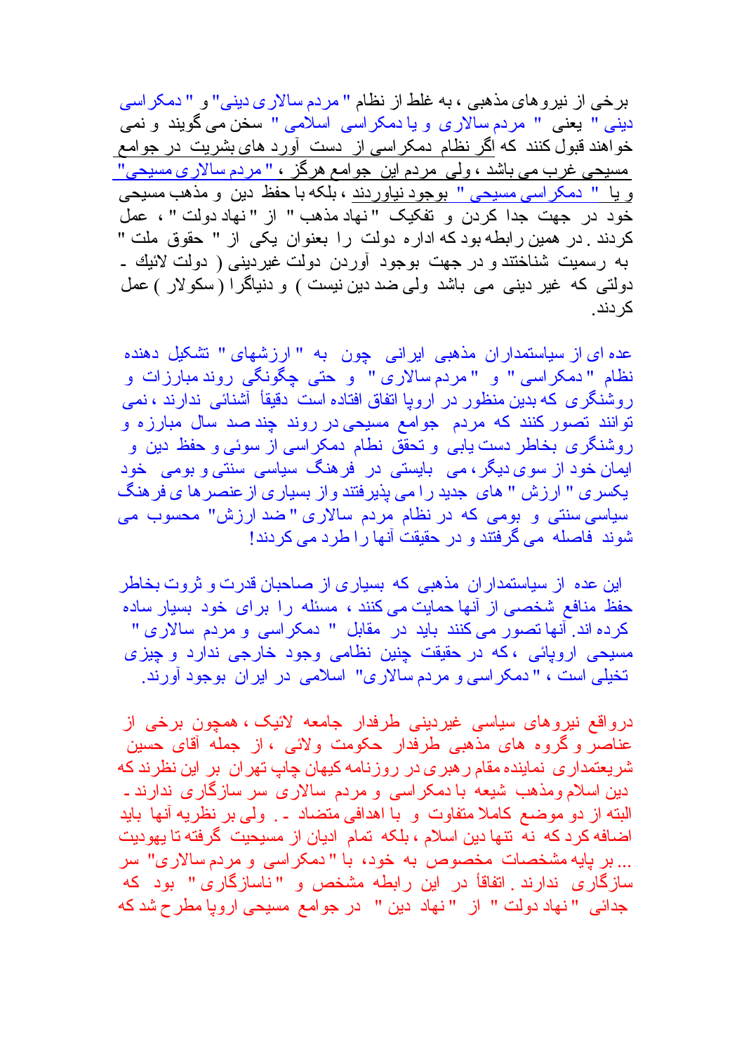برخی از نیروهای مذهبی ، به غلط از نظام " مردم سالاری دینی" و " دمکراسی دینی " یعنی " مردم سالاری و یا دمکراسی اسلامی " سخن می گویند و نمی خواهند قبول کنند که اگر نظام دمکراسی از دست آورد های بشریت در جوامع مسیحی غرب می باشد ، ولی مردم این جوامع هرگز ، " مردم سالاری مسیحی" و یا " دمکراسی مسیحی " بوجود نیاوردند ، بلکه با حفظ دین و مذهب مسیحی خود در جهت جدا کردن و تفکیک " نهاد مذهب " از " نهاد دولت " ، عمل کردند . در همین رابطه بود که اداره دولت را بعنوان یکی از " حقوق ملت " به رسمیت شناختند و در جهت بوجود آوردن دولت غیردینی ( دولت لائیک - دولتی که غیر دینی می باشد ولی ضد دین نیست ) و دنیاگرا ( سکولار ) عمل کردند.

عده ای از سیاستمداران مذهبی ایرانی چون به " ارزشهای " تشکیل دهنده نظام " دمکراسی " و " مردم سالاری " و حتی چگونگی روند مبارزات و روشنگری که بدین منظور در اروپا اتفاق افتاده است دقیقاً آشنائی ندارند ، نمی توانند تصور کنند که مردم جوامع مسیحی در روند چند صد سال مبارزه و روشنگری بخاطر دست یابی و تحقق نظام دمکراسی از سوئی و حفظ دین و ایمان خود از سوی دیگر ، می بایستی در فرهنگ سیاسی سنتی و بومی خود یکسری " ارزش " های جدید را می پذیرفتند و از بسیاری از عنصرها ی فرهنگ سیاسی سنتی و بومی که در نظام مردم سالاری " ضد ارزش" محسوب می شوند فاصله می گرفتند و در حقیقت آنها را طرد می کردند!

این عده از سیاستمداران مذهبی که بسیاری از صاحبان قدرت و ثروت بخاطر حفظ منافع شخصی از آنها حمایت می کنند ، مسئله را برای خود بسیار ساده کرده اند. آنها تصور می کنند باید در مقابل " دمکراسی و مردم سالاری " مسیحی اروپائی ، که در حقیقت چنین نظامی وجود خارجی ندارد و چیزی تخیلی است ، " دمکراسی و مردم سالاری" اسلامی در ایران بوجود آورند.

درواقع نیروهای سیاسی غیردینی طرفدار جامعه لائیک ، همچون برخی از عناصر و گروه های مذهبی طرفدار حکومت ولائی ، از جمله آقای حسین شریعتمداری نماینده مقام رهبری در روزنامه کیهان چاپ تهران بر این نظرند که دین اسلام ومذهب شیعه با دمکراسی و مردم سالاری سر سازگاری ندارند - البته از دو موضع کاملا متفاوت و با اهدافی متضاد - . ولی بر نظریه آنها باید اضافه کرد که نه تنها دین اسلام ، بلکه تمام ادیان از مسیحیت گرفته تا یهودیت ... بر پایه مشخصات مخصوص به خود، با " دمکراسی و مردم سالاری" سر سازگاری ندارند . اتفاقاً در این رابطه مشخص و " ناسازگاری " بود که جدائی " نهاد دولت " از " نهاد دین " در جوامع مسیحی اروپا مطرح شد که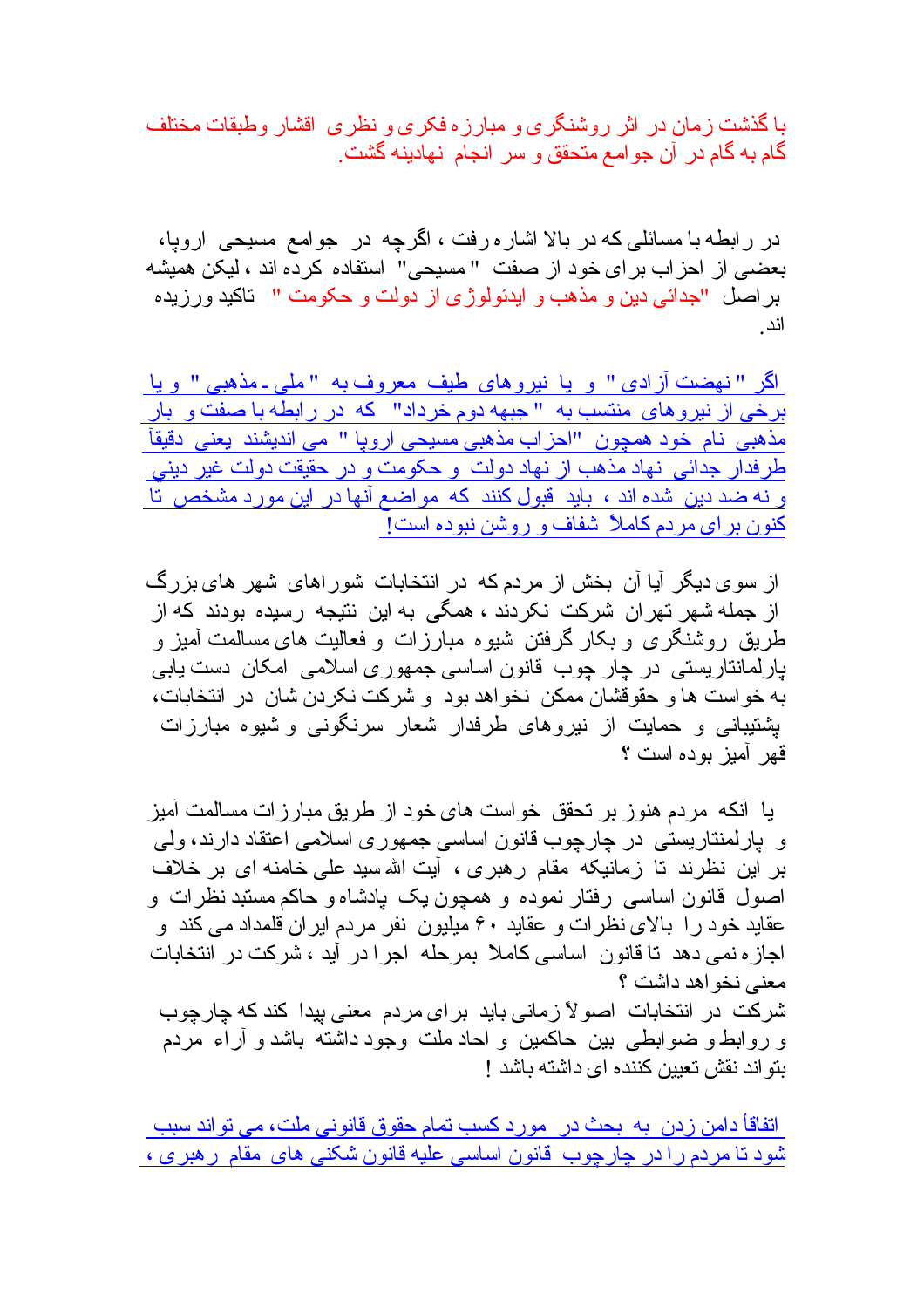با گذشت زمان در اثر روشنگری و مبارزه فکری و نظری اقشار وطبقات مختلف گام به گام در آن جوامع متحقق و سر انجام نهادینه گشت.

در رابطه با مسائلی که در بالا اشاره رفت ، اگرچه در جوامع مسیحی اروپا، بعضی از احزاب برای خود از صفت "مسیحی" استفاده کرده اند ، لیکن همیشه بر اصل "جدائی دین و مذهب و ایدئولوژی از دولت و حکومت" تاکید ورزیده اند.

اگر "نهضت آزادی" و یا نیروهای طیف معروف به "ملی ـ مذهبی" و یا برخی از نیروهای منتسب به "جبهه دوم خرداد" که در رابطه با صفت و بار مذهبی نام خود همچون "احزاب مذهبی مسیحی اروپا" می اندیشند یعنی دقیقاً طرفدار جدائی نهاد مذهب از نهاد دولت و حکومت و در حقیقت دولت غیر دینی و نه ضد دین شده اند ، باید قبول کنند که مواضع آنها در این مورد مشخص تا کنون برای مردم کاملاً شفاف و روشن نبوده است!

از سوی دیگر آیا آن بخش از مردم که در انتخابات شوراهای شهر های بزرگ از جمله شهر تهران شرکت نکردند ، همگی به این نتیجه رسیده بودند که از طریق روشنگری و بکار گرفتن شیوه مبارزات و فعالیت های مسالمت آمیز و پارلمنتاریستی در چار چوب قانون اساسی جمهوری اسلامی امکان دست یابی به خواست ها و حقوقشان ممکن نخواهد بود و شرکت نکردن شان در انتخابات، پشتیبانی و حمایت از نیروهای طرفدار شعار سرنگونی و شیوه مبارزات قهر آمیز بوده است ؟

یا آنکه مردم هنوز بر تحقق خواست های خود از طریق مبارزات مسالمت آمیز و پارلمنتاریستی در چارچوب قانون اساسی جمهوری اسلامی اعتقاد دارند، ولی بر این نظرند تا زمانیکه مقام رهبری ، آیت الله سید علی خامنه ای بر خلاف اصول قانون اساسی رفتار نموده و همچون یک پادشاه و حاکم مستبد نظرات و عقاید خود را بالای نظرات و عقاید ۶۰ میلیون نفر مردم ایران قلمداد می کند و اجازه نمی دهد تا قانون اساسی کاملاً بمرحله اجرا در آید ، شرکت در انتخابات معنی نخواهد داشت ؟

شرکت در انتخابات اصولاً زمانی باید برای مردم معنی پیدا کند که چارچوب و روابط و ضوابطی بین حاکمین و احاد ملت وجود داشته باشد و آراء مردم بتواند نقش تعیین کننده ای داشته باشد !

اتفاقاً دامن زدن به بحث در مورد کسب تمام حقوق قانونی ملت، می تواند سبب شود تا مردم را در چارچوب قانون اساسی علیه قانون شکنی های مقام رهبری ،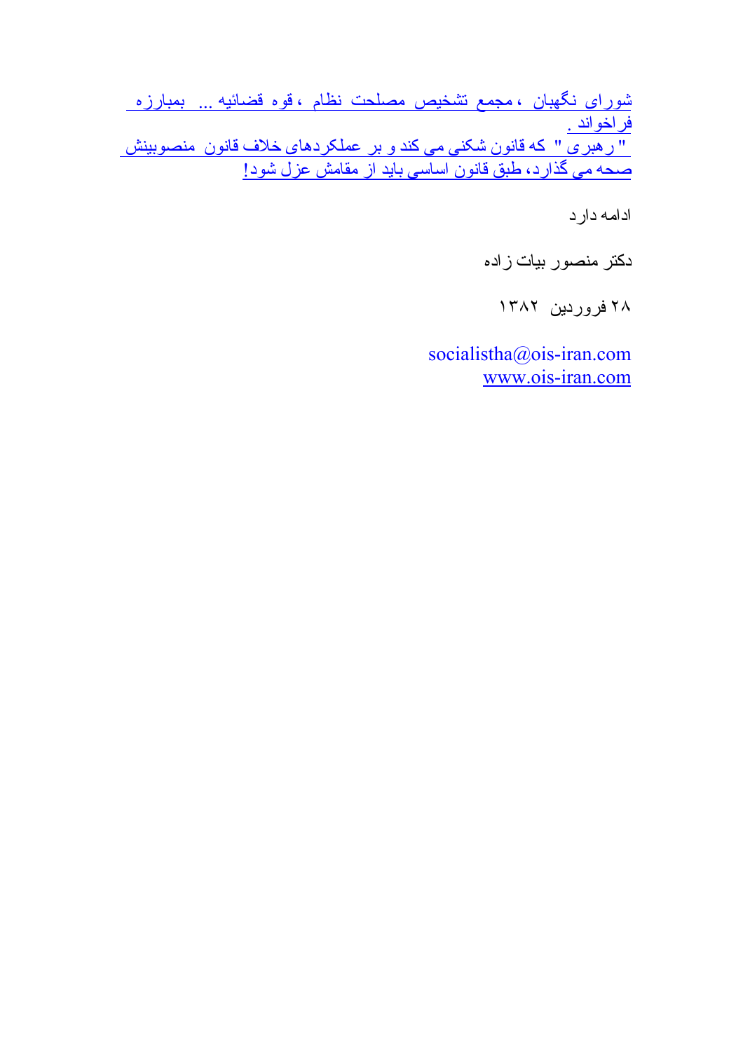شورای نگهبان ، مجمع تشخیص مصلحت نظام ، قوه قضائیه ... بمبارزه فراخواند .

" رهبری " که قانون شکنی می کند و بر عملکردهای خلاف قانون منصوبینش صحه می گذارد، طبق قانون اساسی باید از مقامش عزل شود!

ادامه دارد

دکتر منصور بیات زاده

۲۸ فروردین ۱۳۸۲

socialistha@ois-iran.com
www.ois-iran.com